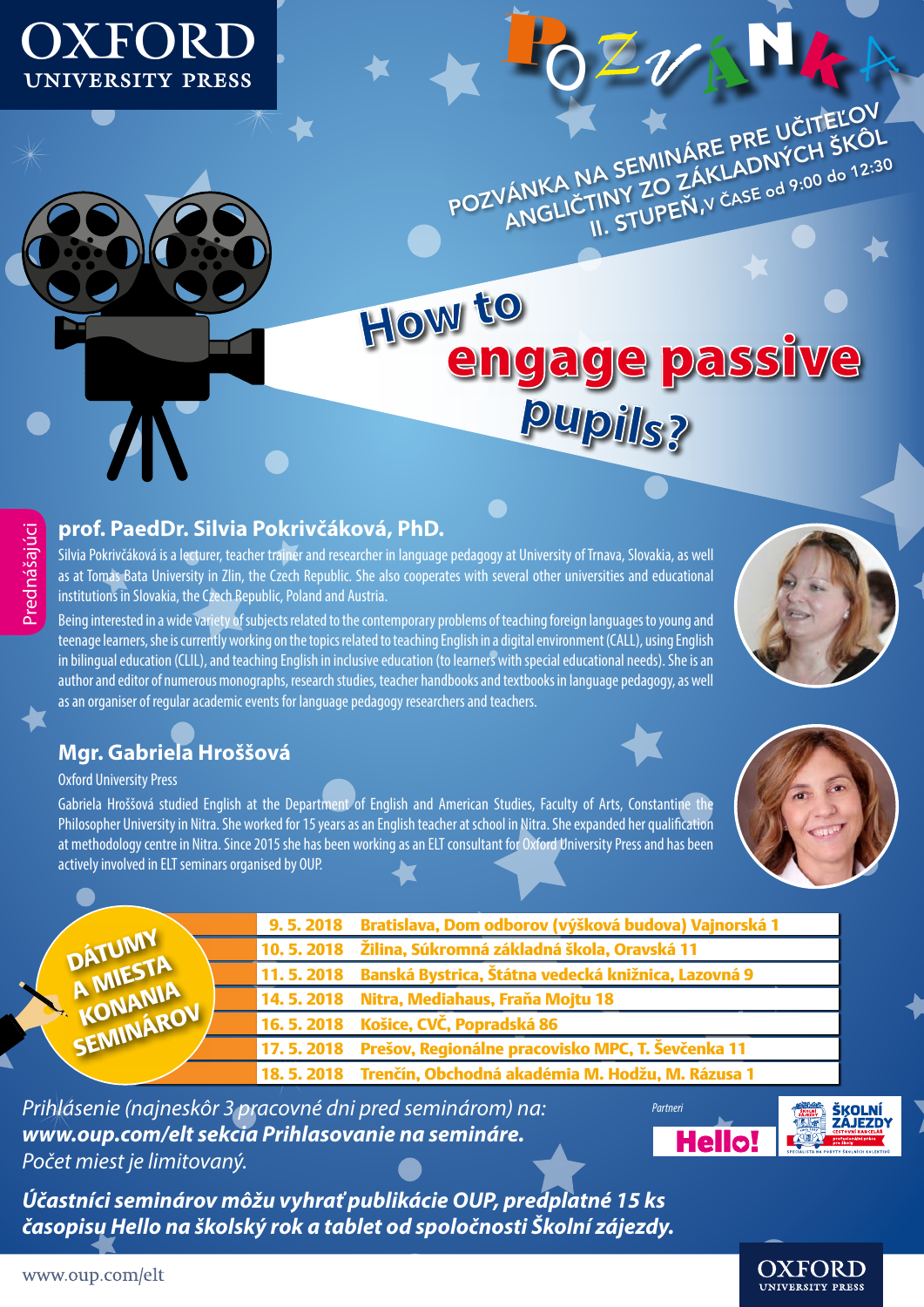OXFORD UNIVERSITY PRESS

# POZVÁNKA

**POZVÁNKA NA SEMINÁRE PRE UČITEĽOV ANGLIČTINY ZO ZÁKLADNÝCH ŠKÔL II. STUPEŇ, V ČASE od 9:00 do 12:30**

# How to engage passive pupils?

Prednášajúci

## prof. PaedDr. Silvia Pokrivčáková, PhD.

Silvia Pokrivčáková is a lecturer, teacher trainer and researcher in language pedagogy at University of Trnava, Slovakia, as well as at Tomas Bata University in Zlin, the Czech Republic. She also cooperates with several other universities and educational institutions in Slovakia, the Czech Republic, Poland and Austria.

Being interested in a wide variety of subjects related to the contemporary problems of teaching foreign languages to young and teenage learners, she is currently working on the topics related to teaching English in a digital environment (CALL), using English in bilingual education (CLIL), and teaching English in inclusive education (to learners with special educational needs). She is an author and editor of numerous monographs, research studies, teacher handbooks and textbooks in language pedagogy, as well as an organiser of regular academic events for language pedagogy researchers and teachers.

## Mgr. Gabriela Hroššová

Oxford University Press

Gabriela Hroššová studied English at the Department of English and American Studies, Faculty of Arts, Constantine the Philosopher University in Nitra. She worked for 15 years as an English teacher at school in Nitra. She expanded her qualification at methodology centre in Nitra. Since 2015 she has been working as an ELT consultant for Oxford University Press and has been actively involved in ELT seminars organised by OUP.

**DÁTUMY A MIESTA KONANIA SEMINÁROV**

| Dátum | Miesto |
|---|---|
| 9. 5. 2018 | Bratislava, Dom odborov (výšková budova) Vajnorská 1 |
| 10. 5. 2018 | Žilina, Súkromná základná škola, Oravská 11 |
| 11. 5. 2018 | Banská Bystrica, Štátna vedecká knižnica, Lazovná 9 |
| 14. 5. 2018 | Nitra, Mediahaus, Fraňa Mojtu 18 |
| 16. 5. 2018 | Košice, CVČ, Popradská 86 |
| 17. 5. 2018 | Prešov, Regionálne pracovisko MPC, T. Ševčenka 11 |
| 18. 5. 2018 | Trenčín, Obchodná akadémia M. Hodžu, M. Rázusa 1 |

*Prihlásenie (najneskôr 3 pracovné dni pred seminárom) na:*
***www.oup.com/elt sekcia Prihlasovanie na semináre.***
*Počet miest je limitovaný.*

Partneri: Hello! | ŠKOLNÍ ZÁJEZDY

***Účastníci seminárov môžu vyhrať publikácie OUP, predplatné 15 ks časopisu Hello na školský rok a tablet od spoločnosti Školní zájezdy.***

www.oup.com/elt

OXFORD UNIVERSITY PRESS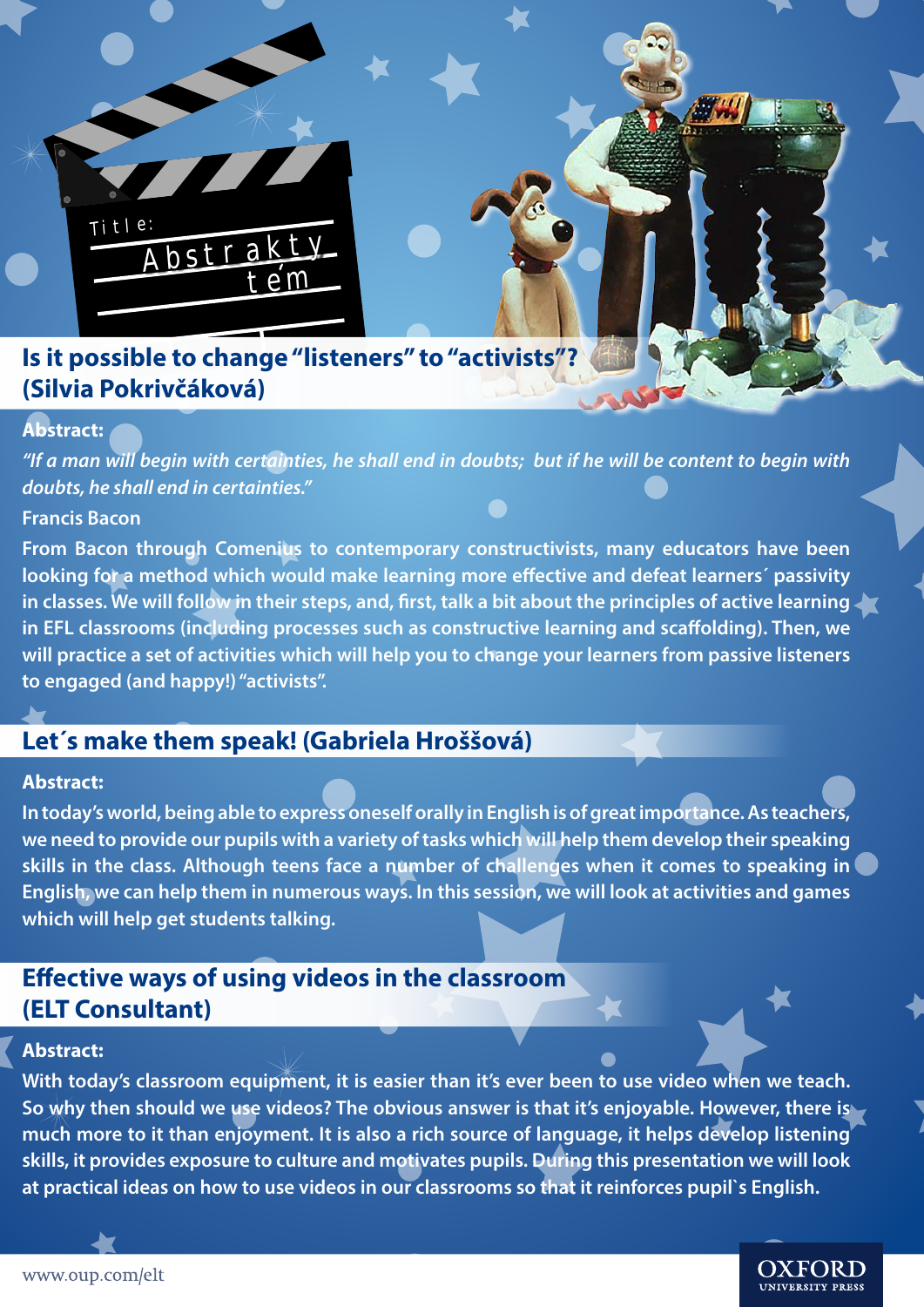Title:
Abstrakty tém

## Is it possible to change "listeners" to "activists"? (Silvia Pokrivčáková)

**Abstract:**

*"If a man will begin with certainties, he shall end in doubts; but if he will be content to begin with doubts, he shall end in certainties."*

Francis Bacon

From Bacon through Comenius to contemporary constructivists, many educators have been looking for a method which would make learning more effective and defeat learners´ passivity in classes. We will follow in their steps, and, first, talk a bit about the principles of active learning in EFL classrooms (including processes such as constructive learning and scaffolding). Then, we will practice a set of activities which will help you to change your learners from passive listeners to engaged (and happy!) "activists".

## Let´s make them speak! (Gabriela Hroššová)

**Abstract:**

In today's world, being able to express oneself orally in English is of great importance. As teachers, we need to provide our pupils with a variety of tasks which will help them develop their speaking skills in the class. Although teens face a number of challenges when it comes to speaking in English, we can help them in numerous ways. In this session, we will look at activities and games which will help get students talking.

## Effective ways of using videos in the classroom (ELT Consultant)

**Abstract:**

With today's classroom equipment, it is easier than it's ever been to use video when we teach. So why then should we use videos? The obvious answer is that it's enjoyable. However, there is much more to it than enjoyment. It is also a rich source of language, it helps develop listening skills, it provides exposure to culture and motivates pupils. During this presentation we will look at practical ideas on how to use videos in our classrooms so that it reinforces pupil`s English.

www.oup.com/elt

OXFORD UNIVERSITY PRESS